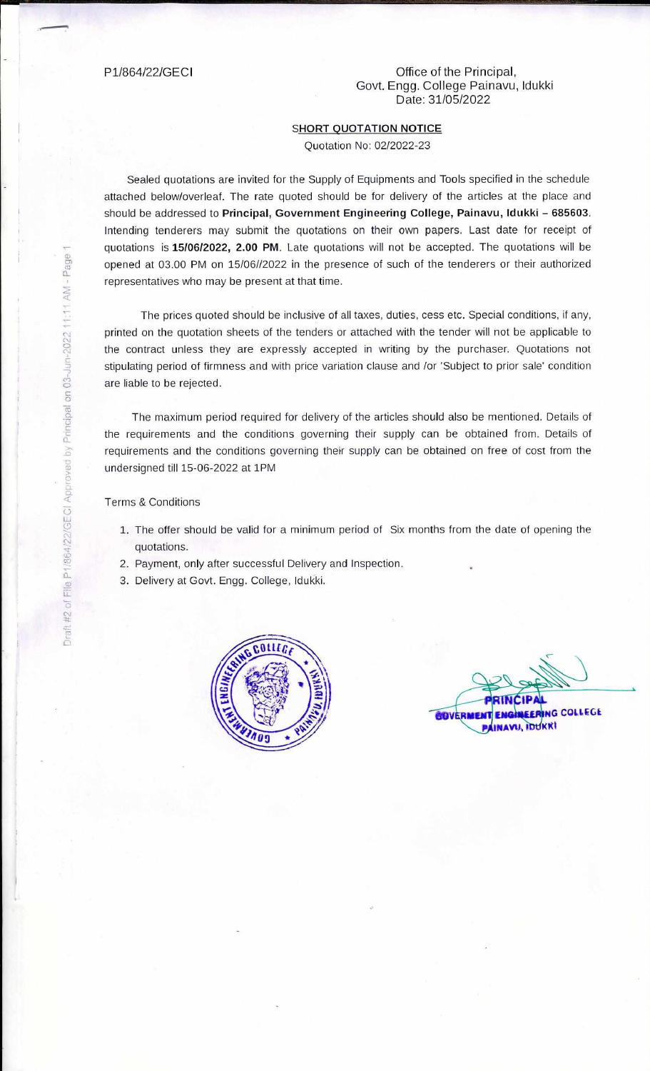P1/864/22/GECI

Office of the Principal,
Govt. Engg. College Painavu, Idukki
Date: 31/05/2022

## SHORT QUOTATION NOTICE

Quotation No: 02/2022-23

Sealed quotations are invited for the Supply of Equipments and Tools specified in the schedule attached below/overleaf. The rate quoted should be for delivery of the articles at the place and should be addressed to **Principal, Government Engineering College, Painavu, Idukki – 685603**. Intending tenderers may submit the quotations on their own papers. Last date for receipt of quotations is **15/06/2022, 2.00 PM**. Late quotations will not be accepted. The quotations will be opened at 03.00 PM on 15/06//2022 in the presence of such of the tenderers or their authorized representatives who may be present at that time.

The prices quoted should be inclusive of all taxes, duties, cess etc. Special conditions, if any, printed on the quotation sheets of the tenders or attached with the tender will not be applicable to the contract unless they are expressly accepted in writing by the purchaser. Quotations not stipulating period of firmness and with price variation clause and /or 'Subject to prior sale' condition are liable to be rejected.

The maximum period required for delivery of the articles should also be mentioned. Details of the requirements and the conditions governing their supply can be obtained from. Details of requirements and the conditions governing their supply can be obtained on free of cost from the undersigned till 15-06-2022 at 1PM

Terms & Conditions

1. The offer should be valid for a minimum period of Six months from the date of opening the quotations.
2. Payment, only after successful Delivery and Inspection.
3. Delivery at Govt. Engg. College, Idukki.

PRINCIPAL
GOVERMENT ENGINEERING COLLEGE
PAINAVU, IDUKKI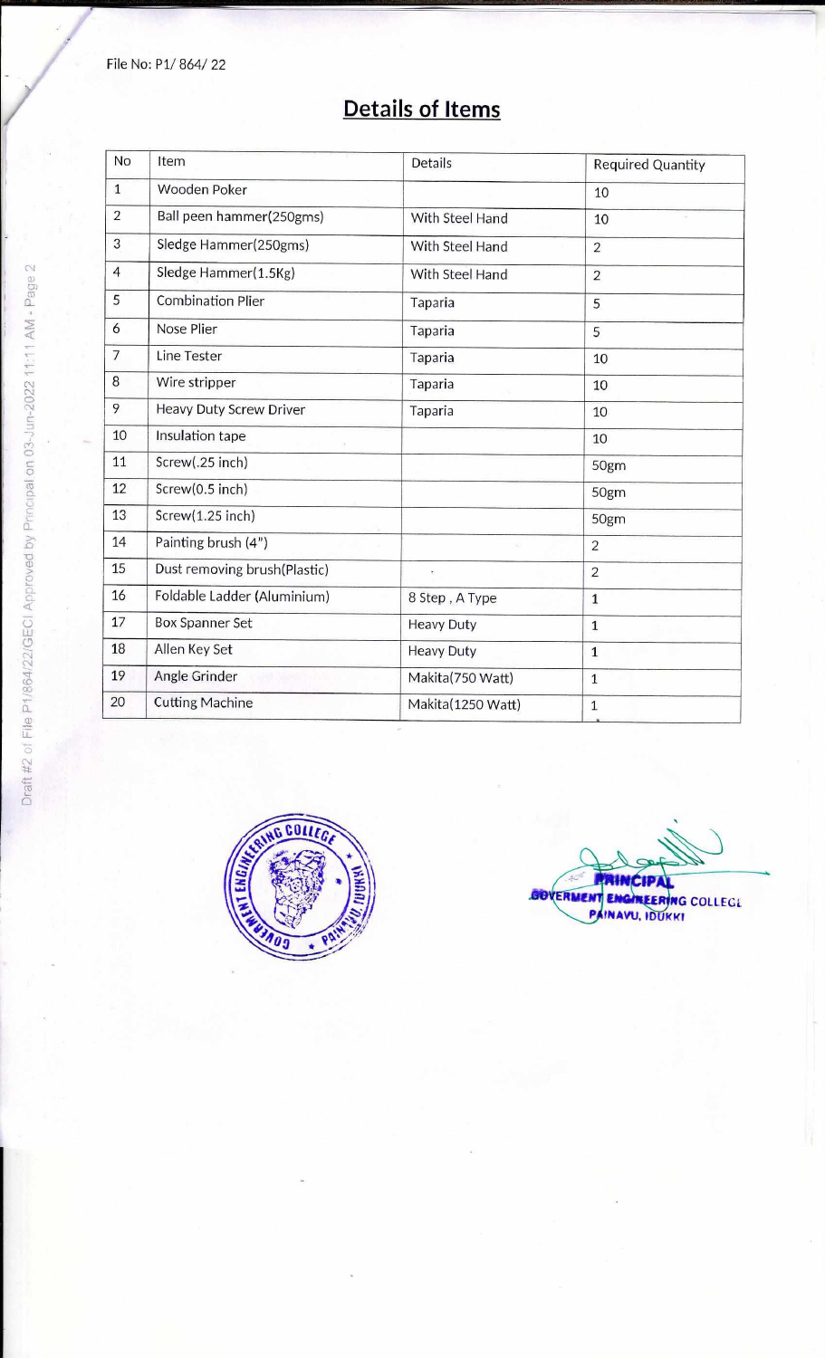File No: P1/ 864/ 22

## Details of Items

| No | Item | Details | Required Quantity |
|---|---|---|---|
| 1 | Wooden Poker | | 10 |
| 2 | Ball peen hammer(250gms) | With Steel Hand | 10 |
| 3 | Sledge Hammer(250gms) | With Steel Hand | 2 |
| 4 | Sledge Hammer(1.5Kg) | With Steel Hand | 2 |
| 5 | Combination Plier | Taparia | 5 |
| 6 | Nose Plier | Taparia | 5 |
| 7 | Line Tester | Taparia | 10 |
| 8 | Wire stripper | Taparia | 10 |
| 9 | Heavy Duty Screw Driver | Taparia | 10 |
| 10 | Insulation tape | | 10 |
| 11 | Screw(.25 inch) | | 50gm |
| 12 | Screw(0.5 inch) | | 50gm |
| 13 | Screw(1.25 inch) | | 50gm |
| 14 | Painting brush (4") | | 2 |
| 15 | Dust removing brush(Plastic) | | 2 |
| 16 | Foldable Ladder (Aluminium) | 8 Step , A Type | 1 |
| 17 | Box Spanner Set | Heavy Duty | 1 |
| 18 | Allen Key Set | Heavy Duty | 1 |
| 19 | Angle Grinder | Makita(750 Watt) | 1 |
| 20 | Cutting Machine | Makita(1250 Watt) | 1 |

GOVERNMENT ENGINEERING COLLEGE PAINAVU, IDUKKI

PRINCIPAL
GOVERNMENT ENGINEERING COLLEGE
PAINAVU, IDUKKI